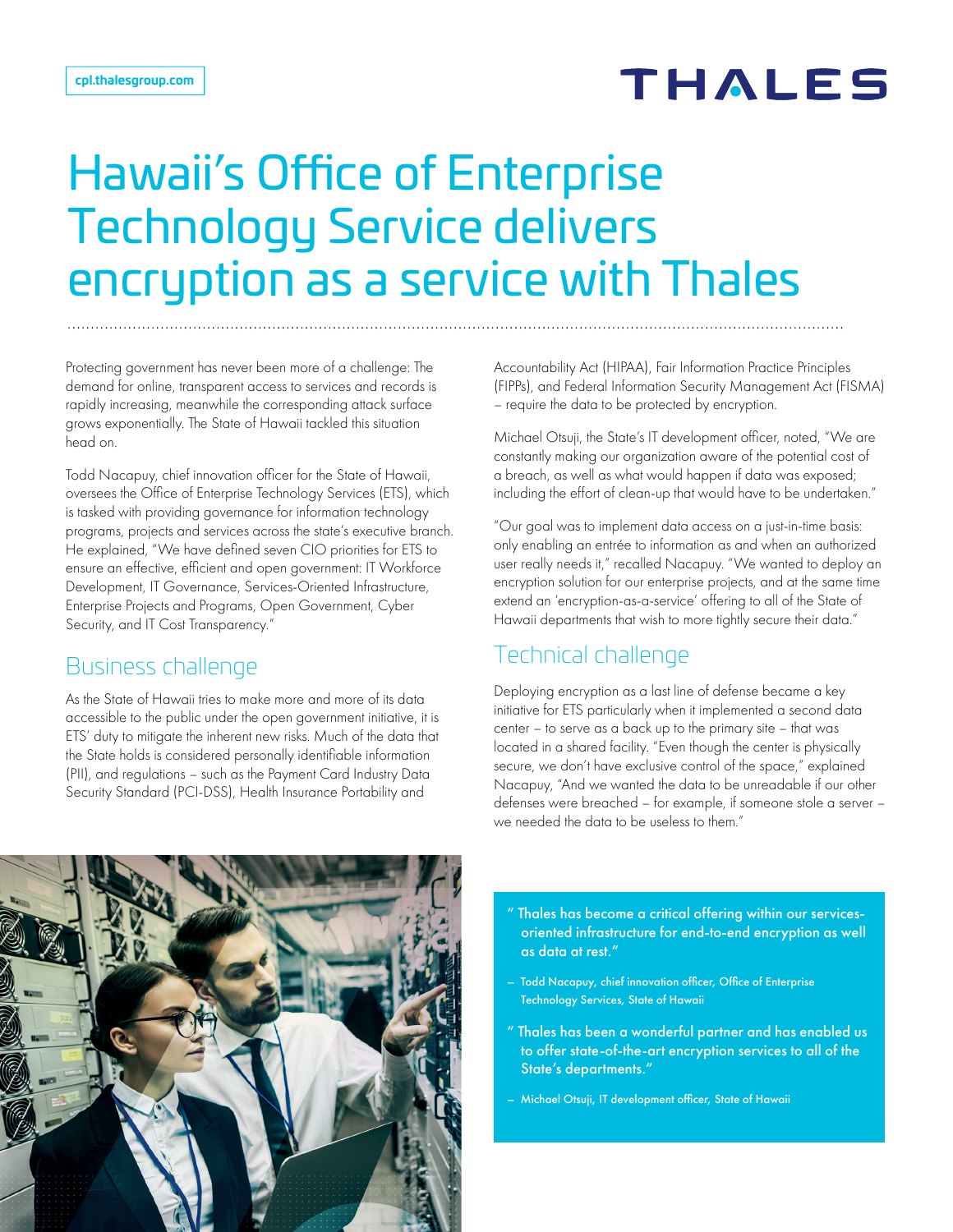cpl.thalesgroup.com

THALES

# Hawaii's Office of Enterprise Technology Service delivers encryption as a service with Thales

Protecting government has never been more of a challenge: The demand for online, transparent access to services and records is rapidly increasing, meanwhile the corresponding attack surface grows exponentially. The State of Hawaii tackled this situation head on.

Todd Nacapuy, chief innovation officer for the State of Hawaii, oversees the Office of Enterprise Technology Services (ETS), which is tasked with providing governance for information technology programs, projects and services across the state's executive branch. He explained, "We have defined seven CIO priorities for ETS to ensure an effective, efficient and open government: IT Workforce Development, IT Governance, Services-Oriented Infrastructure, Enterprise Projects and Programs, Open Government, Cyber Security, and IT Cost Transparency."

## Business challenge

As the State of Hawaii tries to make more and more of its data accessible to the public under the open government initiative, it is ETS' duty to mitigate the inherent new risks. Much of the data that the State holds is considered personally identifiable information (PII), and regulations – such as the Payment Card Industry Data Security Standard (PCI-DSS), Health Insurance Portability and Accountability Act (HIPAA), Fair Information Practice Principles (FIPPs), and Federal Information Security Management Act (FISMA) – require the data to be protected by encryption.

Michael Otsuji, the State's IT development officer, noted, "We are constantly making our organization aware of the potential cost of a breach, as well as what would happen if data was exposed; including the effort of clean-up that would have to be undertaken."

"Our goal was to implement data access on a just-in-time basis: only enabling an entrée to information as and when an authorized user really needs it," recalled Nacapuy. "We wanted to deploy an encryption solution for our enterprise projects, and at the same time extend an 'encryption-as-a-service' offering to all of the State of Hawaii departments that wish to more tightly secure their data."

## Technical challenge

Deploying encryption as a last line of defense became a key initiative for ETS particularly when it implemented a second data center – to serve as a back up to the primary site – that was located in a shared facility. "Even though the center is physically secure, we don't have exclusive control of the space," explained Nacapuy, "And we wanted the data to be unreadable if our other defenses were breached – for example, if someone stole a server – we needed the data to be useless to them."

> "Thales has become a critical offering within our services-oriented infrastructure for end-to-end encryption as well as data at rest."
>
> – Todd Nacapuy, chief innovation officer, Office of Enterprise Technology Services, State of Hawaii

> "Thales has been a wonderful partner and has enabled us to offer state-of-the-art encryption services to all of the State's departments."
>
> – Michael Otsuji, IT development officer, State of Hawaii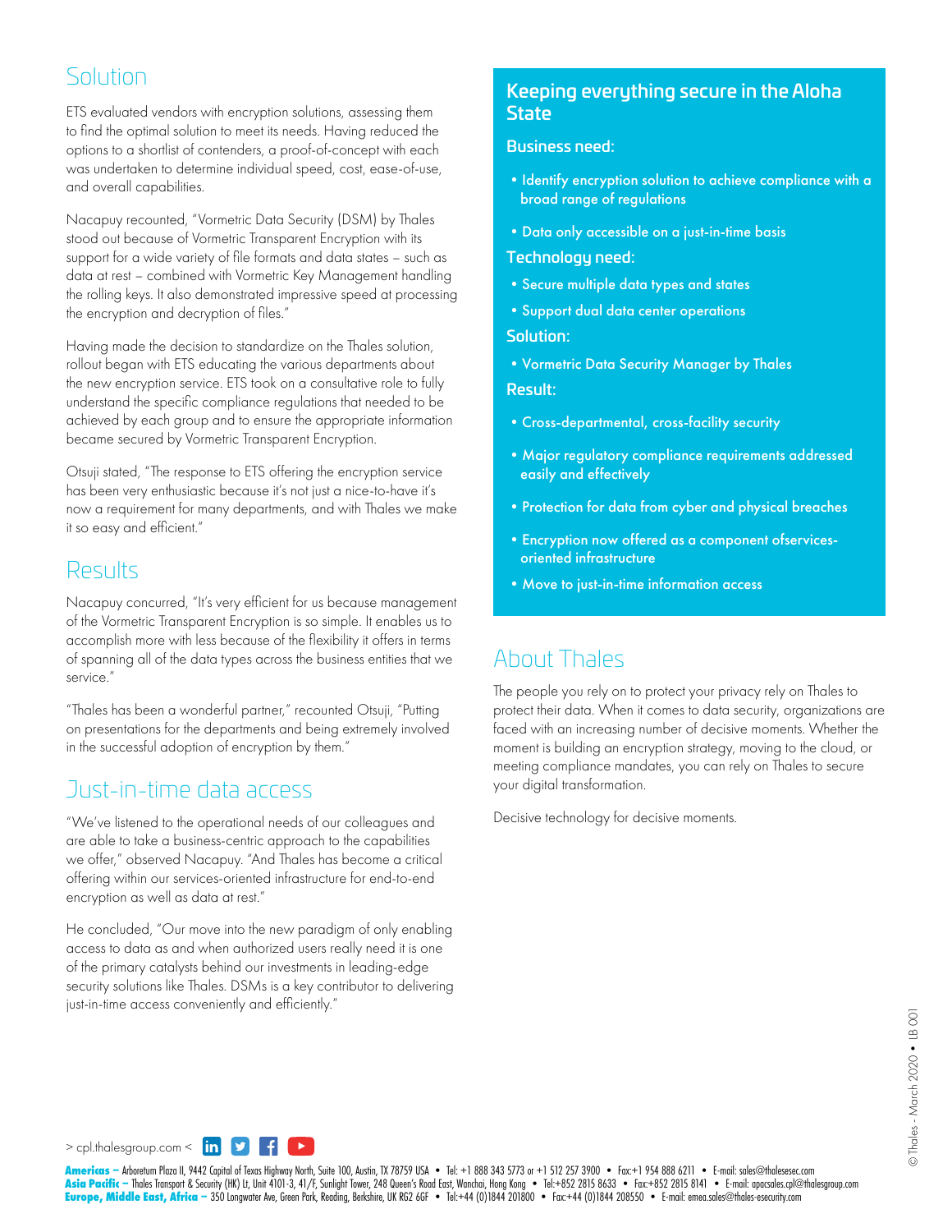## Solution

ETS evaluated vendors with encryption solutions, assessing them to find the optimal solution to meet its needs. Having reduced the options to a shortlist of contenders, a proof-of-concept with each was undertaken to determine individual speed, cost, ease-of-use, and overall capabilities.

Nacapuy recounted, "Vormetric Data Security (DSM) by Thales stood out because of Vormetric Transparent Encryption with its support for a wide variety of file formats and data states – such as data at rest – combined with Vormetric Key Management handling the rolling keys. It also demonstrated impressive speed at processing the encryption and decryption of files."

Having made the decision to standardize on the Thales solution, rollout began with ETS educating the various departments about the new encryption service. ETS took on a consultative role to fully understand the specific compliance regulations that needed to be achieved by each group and to ensure the appropriate information became secured by Vormetric Transparent Encryption.

Otsuji stated, "The response to ETS offering the encryption service has been very enthusiastic because it's not just a nice-to-have it's now a requirement for many departments, and with Thales we make it so easy and efficient."

## Results

Nacapuy concurred, "It's very efficient for us because management of the Vormetric Transparent Encryption is so simple. It enables us to accomplish more with less because of the flexibility it offers in terms of spanning all of the data types across the business entities that we service."

"Thales has been a wonderful partner," recounted Otsuji, "Putting on presentations for the departments and being extremely involved in the successful adoption of encryption by them."

## Just-in-time data access

"We've listened to the operational needs of our colleagues and are able to take a business-centric approach to the capabilities we offer," observed Nacapuy. "And Thales has become a critical offering within our services-oriented infrastructure for end-to-end encryption as well as data at rest."

He concluded, "Our move into the new paradigm of only enabling access to data as and when authorized users really need it is one of the primary catalysts behind our investments in leading-edge security solutions like Thales. DSMs is a key contributor to delivering just-in-time access conveniently and efficiently."

## Keeping everything secure in the Aloha State

### Business need:

- Identify encryption solution to achieve compliance with a broad range of regulations
- Data only accessible on a just-in-time basis

### Technology need:

- Secure multiple data types and states
- Support dual data center operations

### Solution:

- Vormetric Data Security Manager by Thales

### Result:

- Cross-departmental, cross-facility security
- Major regulatory compliance requirements addressed easily and effectively
- Protection for data from cyber and physical breaches
- Encryption now offered as a component ofservices-oriented infrastructure
- Move to just-in-time information access

## About Thales

The people you rely on to protect your privacy rely on Thales to protect their data. When it comes to data security, organizations are faced with an increasing number of decisive moments. Whether the moment is building an encryption strategy, moving to the cloud, or meeting compliance mandates, you can rely on Thales to secure your digital transformation.

Decisive technology for decisive moments.

> cpl.thalesgroup.com <

**Americas –** Arboretum Plaza II, 9442 Capital of Texas Highway North, Suite 100, Austin, TX 78759 USA • Tel: +1 888 343 5773 or +1 512 257 3900 • Fax:+1 954 888 6211 • E-mail: sales@thalesesec.com
**Asia Pacific –** Thales Transport & Security (HK) Lt, Unit 4101-3, 41/F, Sunlight Tower, 248 Queen's Road East, Wanchai, Hong Kong • Tel:+852 2815 8633 • Fax:+852 2815 8141 • E-mail: apacsales.cpl@thalesgroup.com
**Europe, Middle East, Africa –** 350 Longwater Ave, Green Park, Reading, Berkshire, UK RG2 6GF • Tel:+44 (0)1844 201800 • Fax:+44 (0)1844 208550 • E-mail: emea.sales@thales-esecurity.com

© Thales - March 2020 • LB 001